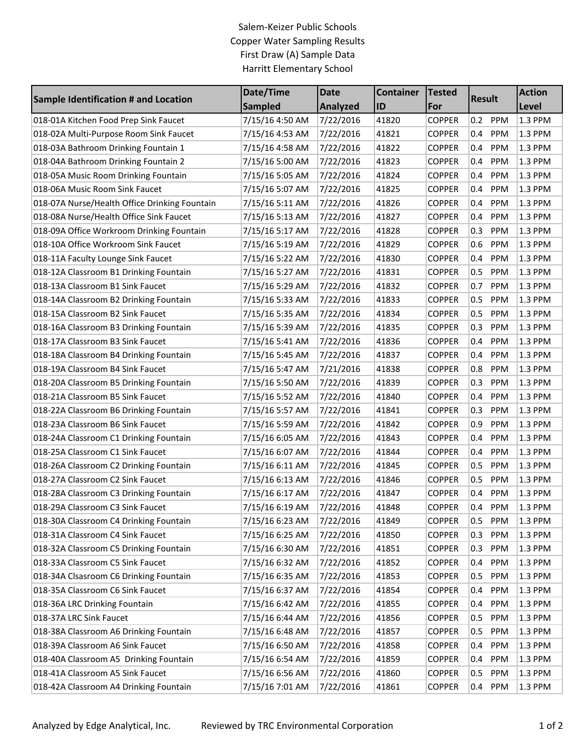# Salem-Keizer Public Schools
## Copper Water Sampling Results
### First Draw (A) Sample Data
### Harritt Elementary School

| Sample Identification # and Location | Date/Time Sampled | Date Analyzed | Container ID | Tested For | Result | Action Level |
|---|---|---|---|---|---|---|
| 018-01A Kitchen Food Prep Sink Faucet | 7/15/16 4:50 AM | 7/22/2016 | 41820 | COPPER | 0.2 PPM | 1.3 PPM |
| 018-02A Multi-Purpose Room Sink Faucet | 7/15/16 4:53 AM | 7/22/2016 | 41821 | COPPER | 0.4 PPM | 1.3 PPM |
| 018-03A Bathroom Drinking Fountain 1 | 7/15/16 4:58 AM | 7/22/2016 | 41822 | COPPER | 0.4 PPM | 1.3 PPM |
| 018-04A Bathroom Drinking Fountain 2 | 7/15/16 5:00 AM | 7/22/2016 | 41823 | COPPER | 0.4 PPM | 1.3 PPM |
| 018-05A Music Room Drinking Fountain | 7/15/16 5:05 AM | 7/22/2016 | 41824 | COPPER | 0.4 PPM | 1.3 PPM |
| 018-06A Music Room Sink Faucet | 7/15/16 5:07 AM | 7/22/2016 | 41825 | COPPER | 0.4 PPM | 1.3 PPM |
| 018-07A Nurse/Health Office Drinking Fountain | 7/15/16 5:11 AM | 7/22/2016 | 41826 | COPPER | 0.4 PPM | 1.3 PPM |
| 018-08A Nurse/Health Office Sink Faucet | 7/15/16 5:13 AM | 7/22/2016 | 41827 | COPPER | 0.4 PPM | 1.3 PPM |
| 018-09A Office Workroom Drinking Fountain | 7/15/16 5:17 AM | 7/22/2016 | 41828 | COPPER | 0.3 PPM | 1.3 PPM |
| 018-10A Office Workroom Sink Faucet | 7/15/16 5:19 AM | 7/22/2016 | 41829 | COPPER | 0.6 PPM | 1.3 PPM |
| 018-11A Faculty Lounge Sink Faucet | 7/15/16 5:22 AM | 7/22/2016 | 41830 | COPPER | 0.4 PPM | 1.3 PPM |
| 018-12A Classroom B1 Drinking Fountain | 7/15/16 5:27 AM | 7/22/2016 | 41831 | COPPER | 0.5 PPM | 1.3 PPM |
| 018-13A Classroom B1 Sink Faucet | 7/15/16 5:29 AM | 7/22/2016 | 41832 | COPPER | 0.7 PPM | 1.3 PPM |
| 018-14A Classroom B2 Drinking Fountain | 7/15/16 5:33 AM | 7/22/2016 | 41833 | COPPER | 0.5 PPM | 1.3 PPM |
| 018-15A Classroom B2 Sink Faucet | 7/15/16 5:35 AM | 7/22/2016 | 41834 | COPPER | 0.5 PPM | 1.3 PPM |
| 018-16A Classroom B3 Drinking Fountain | 7/15/16 5:39 AM | 7/22/2016 | 41835 | COPPER | 0.3 PPM | 1.3 PPM |
| 018-17A Classroom B3 Sink Faucet | 7/15/16 5:41 AM | 7/22/2016 | 41836 | COPPER | 0.4 PPM | 1.3 PPM |
| 018-18A Classroom B4 Drinking Fountain | 7/15/16 5:45 AM | 7/22/2016 | 41837 | COPPER | 0.4 PPM | 1.3 PPM |
| 018-19A Classroom B4 Sink Faucet | 7/15/16 5:47 AM | 7/21/2016 | 41838 | COPPER | 0.8 PPM | 1.3 PPM |
| 018-20A Classroom B5 Drinking Fountain | 7/15/16 5:50 AM | 7/22/2016 | 41839 | COPPER | 0.3 PPM | 1.3 PPM |
| 018-21A Classroom B5 Sink Faucet | 7/15/16 5:52 AM | 7/22/2016 | 41840 | COPPER | 0.4 PPM | 1.3 PPM |
| 018-22A Classroom B6 Drinking Fountain | 7/15/16 5:57 AM | 7/22/2016 | 41841 | COPPER | 0.3 PPM | 1.3 PPM |
| 018-23A Classroom B6 Sink Faucet | 7/15/16 5:59 AM | 7/22/2016 | 41842 | COPPER | 0.9 PPM | 1.3 PPM |
| 018-24A Classroom C1 Drinking Fountain | 7/15/16 6:05 AM | 7/22/2016 | 41843 | COPPER | 0.4 PPM | 1.3 PPM |
| 018-25A Classroom C1 Sink Faucet | 7/15/16 6:07 AM | 7/22/2016 | 41844 | COPPER | 0.4 PPM | 1.3 PPM |
| 018-26A Classroom C2 Drinking Fountain | 7/15/16 6:11 AM | 7/22/2016 | 41845 | COPPER | 0.5 PPM | 1.3 PPM |
| 018-27A Classroom C2 Sink Faucet | 7/15/16 6:13 AM | 7/22/2016 | 41846 | COPPER | 0.5 PPM | 1.3 PPM |
| 018-28A Classroom C3 Drinking Fountain | 7/15/16 6:17 AM | 7/22/2016 | 41847 | COPPER | 0.4 PPM | 1.3 PPM |
| 018-29A Classroom C3 Sink Faucet | 7/15/16 6:19 AM | 7/22/2016 | 41848 | COPPER | 0.4 PPM | 1.3 PPM |
| 018-30A Classroom C4 Drinking Fountain | 7/15/16 6:23 AM | 7/22/2016 | 41849 | COPPER | 0.5 PPM | 1.3 PPM |
| 018-31A Classroom C4 Sink Faucet | 7/15/16 6:25 AM | 7/22/2016 | 41850 | COPPER | 0.3 PPM | 1.3 PPM |
| 018-32A Classroom C5 Drinking Fountain | 7/15/16 6:30 AM | 7/22/2016 | 41851 | COPPER | 0.3 PPM | 1.3 PPM |
| 018-33A Classroom C5 Sink Faucet | 7/15/16 6:32 AM | 7/22/2016 | 41852 | COPPER | 0.4 PPM | 1.3 PPM |
| 018-34A Clsasroom C6 Drinking Fountain | 7/15/16 6:35 AM | 7/22/2016 | 41853 | COPPER | 0.5 PPM | 1.3 PPM |
| 018-35A Classroom C6 Sink Faucet | 7/15/16 6:37 AM | 7/22/2016 | 41854 | COPPER | 0.4 PPM | 1.3 PPM |
| 018-36A LRC Drinking Fountain | 7/15/16 6:42 AM | 7/22/2016 | 41855 | COPPER | 0.4 PPM | 1.3 PPM |
| 018-37A LRC Sink Faucet | 7/15/16 6:44 AM | 7/22/2016 | 41856 | COPPER | 0.5 PPM | 1.3 PPM |
| 018-38A Classroom A6 Drinking Fountain | 7/15/16 6:48 AM | 7/22/2016 | 41857 | COPPER | 0.5 PPM | 1.3 PPM |
| 018-39A Classroom A6 Sink Faucet | 7/15/16 6:50 AM | 7/22/2016 | 41858 | COPPER | 0.4 PPM | 1.3 PPM |
| 018-40A Classroom A5 Drinking Fountain | 7/15/16 6:54 AM | 7/22/2016 | 41859 | COPPER | 0.4 PPM | 1.3 PPM |
| 018-41A Classroom A5 Sink Faucet | 7/15/16 6:56 AM | 7/22/2016 | 41860 | COPPER | 0.5 PPM | 1.3 PPM |
| 018-42A Classroom A4 Drinking Fountain | 7/15/16 7:01 AM | 7/22/2016 | 41861 | COPPER | 0.4 PPM | 1.3 PPM |

Analyzed by Edge Analytical, Inc. Reviewed by TRC Environmental Corporation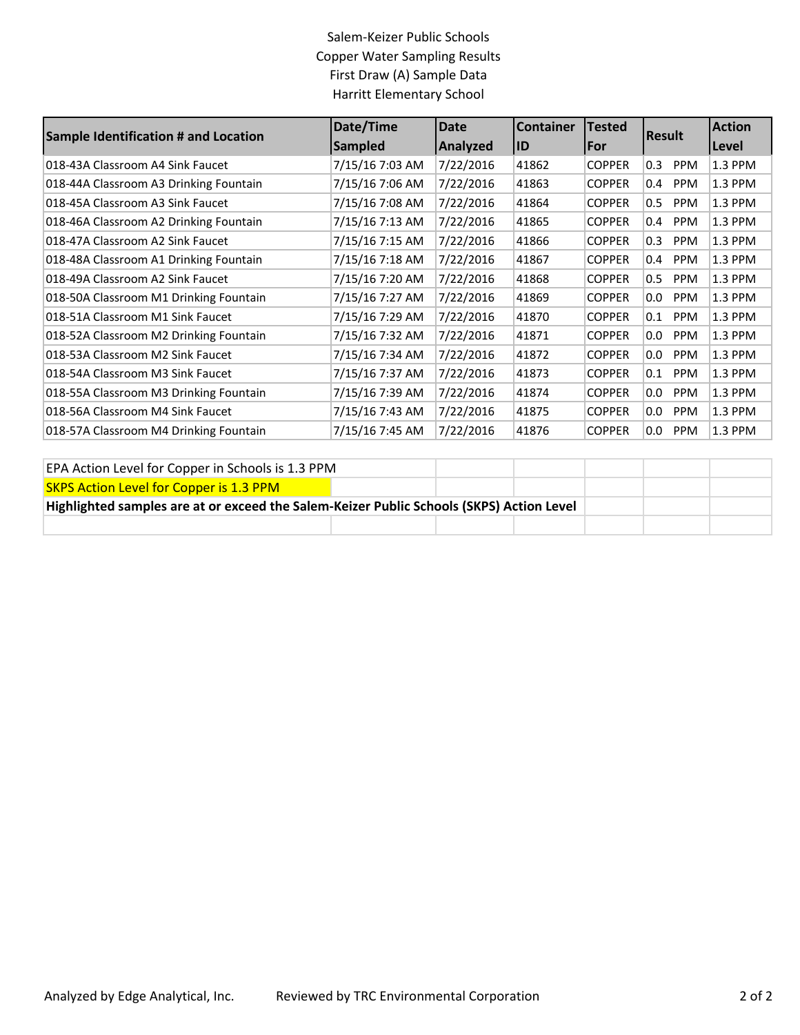Salem-Keizer Public Schools
Copper Water Sampling Results
First Draw (A) Sample Data
Harritt Elementary School

| Sample Identification # and Location | Date/Time Sampled | Date Analyzed | Container ID | Tested For | Result | Action Level |
|---|---|---|---|---|---|---|
| 018-43A Classroom A4 Sink Faucet | 7/15/16 7:03 AM | 7/22/2016 | 41862 | COPPER | 0.3 PPM | 1.3 PPM |
| 018-44A Classroom A3 Drinking Fountain | 7/15/16 7:06 AM | 7/22/2016 | 41863 | COPPER | 0.4 PPM | 1.3 PPM |
| 018-45A Classroom A3 Sink Faucet | 7/15/16 7:08 AM | 7/22/2016 | 41864 | COPPER | 0.5 PPM | 1.3 PPM |
| 018-46A Classroom A2 Drinking Fountain | 7/15/16 7:13 AM | 7/22/2016 | 41865 | COPPER | 0.4 PPM | 1.3 PPM |
| 018-47A Classroom A2 Sink Faucet | 7/15/16 7:15 AM | 7/22/2016 | 41866 | COPPER | 0.3 PPM | 1.3 PPM |
| 018-48A Classroom A1 Drinking Fountain | 7/15/16 7:18 AM | 7/22/2016 | 41867 | COPPER | 0.4 PPM | 1.3 PPM |
| 018-49A Classroom A2 Sink Faucet | 7/15/16 7:20 AM | 7/22/2016 | 41868 | COPPER | 0.5 PPM | 1.3 PPM |
| 018-50A Classroom M1 Drinking Fountain | 7/15/16 7:27 AM | 7/22/2016 | 41869 | COPPER | 0.0 PPM | 1.3 PPM |
| 018-51A Classroom M1 Sink Faucet | 7/15/16 7:29 AM | 7/22/2016 | 41870 | COPPER | 0.1 PPM | 1.3 PPM |
| 018-52A Classroom M2 Drinking Fountain | 7/15/16 7:32 AM | 7/22/2016 | 41871 | COPPER | 0.0 PPM | 1.3 PPM |
| 018-53A Classroom M2 Sink Faucet | 7/15/16 7:34 AM | 7/22/2016 | 41872 | COPPER | 0.0 PPM | 1.3 PPM |
| 018-54A Classroom M3 Sink Faucet | 7/15/16 7:37 AM | 7/22/2016 | 41873 | COPPER | 0.1 PPM | 1.3 PPM |
| 018-55A Classroom M3 Drinking Fountain | 7/15/16 7:39 AM | 7/22/2016 | 41874 | COPPER | 0.0 PPM | 1.3 PPM |
| 018-56A Classroom M4 Sink Faucet | 7/15/16 7:43 AM | 7/22/2016 | 41875 | COPPER | 0.0 PPM | 1.3 PPM |
| 018-57A Classroom M4 Drinking Fountain | 7/15/16 7:45 AM | 7/22/2016 | 41876 | COPPER | 0.0 PPM | 1.3 PPM |

EPA Action Level for Copper in Schools is 1.3 PPM

SKPS Action Level for Copper is 1.3 PPM

**Highlighted samples are at or exceed the Salem-Keizer Public Schools (SKPS) Action Level**

Analyzed by Edge Analytical, Inc. Reviewed by TRC Environmental Corporation